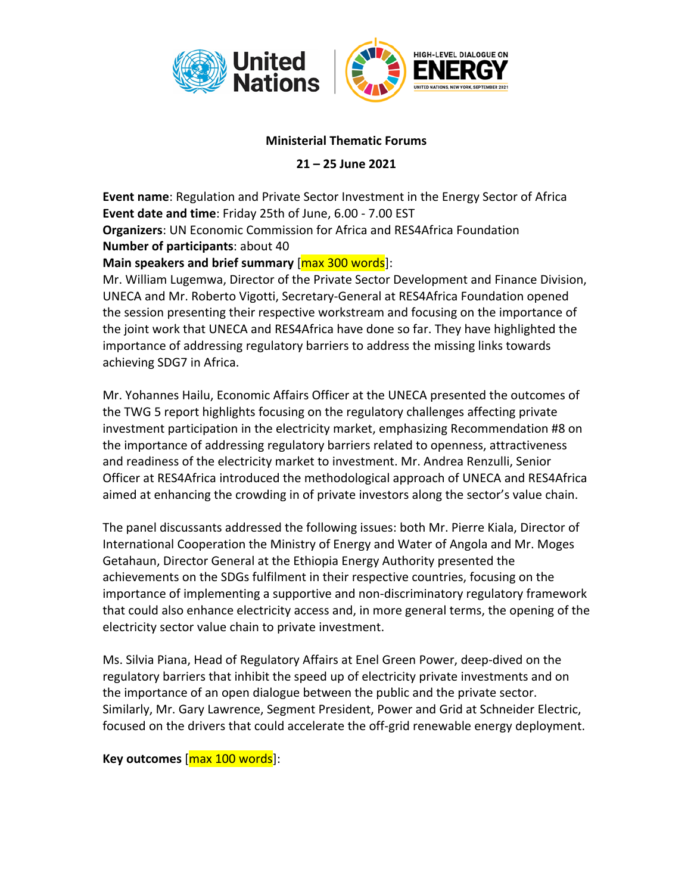**Ministerial Thematic Forums**

**21 – 25 June 2021**

**Event name**: Regulation and Private Sector Investment in the Energy Sector of Africa
**Event date and time**: Friday 25th of June, 6.00 - 7.00 EST
**Organizers**: UN Economic Commission for Africa and RES4Africa Foundation
**Number of participants**: about 40
**Main speakers and brief summary** [max 300 words]:
Mr. William Lugemwa, Director of the Private Sector Development and Finance Division, UNECA and Mr. Roberto Vigotti, Secretary-General at RES4Africa Foundation opened the session presenting their respective workstream and focusing on the importance of the joint work that UNECA and RES4Africa have done so far. They have highlighted the importance of addressing regulatory barriers to address the missing links towards achieving SDG7 in Africa.

Mr. Yohannes Hailu, Economic Affairs Officer at the UNECA presented the outcomes of the TWG 5 report highlights focusing on the regulatory challenges affecting private investment participation in the electricity market, emphasizing Recommendation #8 on the importance of addressing regulatory barriers related to openness, attractiveness and readiness of the electricity market to investment. Mr. Andrea Renzulli, Senior Officer at RES4Africa introduced the methodological approach of UNECA and RES4Africa aimed at enhancing the crowding in of private investors along the sector's value chain.

The panel discussants addressed the following issues: both Mr. Pierre Kiala, Director of International Cooperation the Ministry of Energy and Water of Angola and Mr. Moges Getahaun, Director General at the Ethiopia Energy Authority presented the achievements on the SDGs fulfilment in their respective countries, focusing on the importance of implementing a supportive and non-discriminatory regulatory framework that could also enhance electricity access and, in more general terms, the opening of the electricity sector value chain to private investment.

Ms. Silvia Piana, Head of Regulatory Affairs at Enel Green Power, deep-dived on the regulatory barriers that inhibit the speed up of electricity private investments and on the importance of an open dialogue between the public and the private sector. Similarly, Mr. Gary Lawrence, Segment President, Power and Grid at Schneider Electric, focused on the drivers that could accelerate the off-grid renewable energy deployment.

**Key outcomes** [max 100 words]: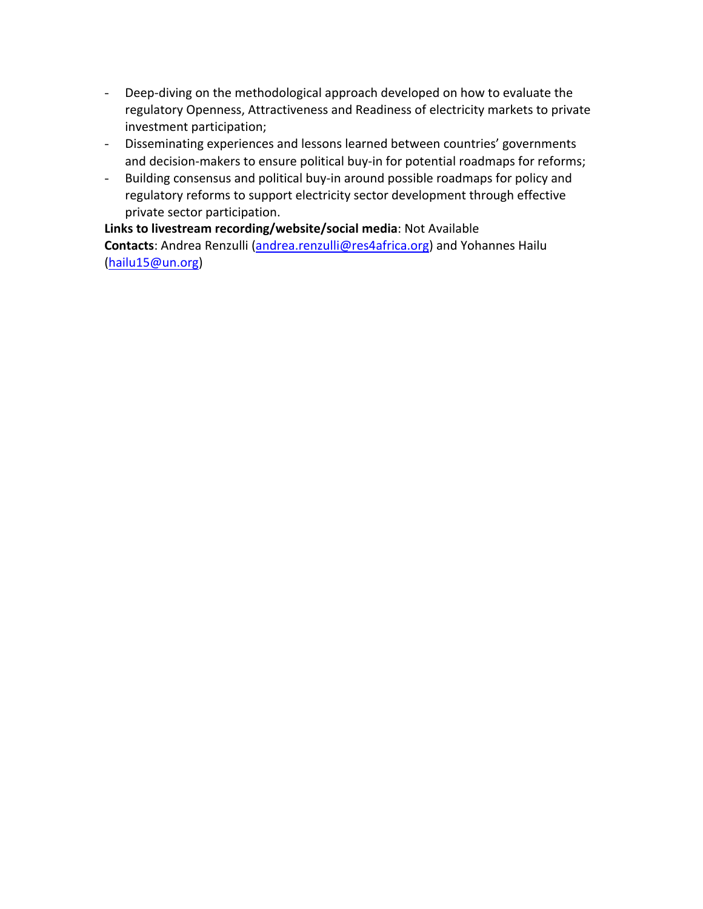- Deep-diving on the methodological approach developed on how to evaluate the regulatory Openness, Attractiveness and Readiness of electricity markets to private investment participation;
- Disseminating experiences and lessons learned between countries' governments and decision-makers to ensure political buy-in for potential roadmaps for reforms;
- Building consensus and political buy-in around possible roadmaps for policy and regulatory reforms to support electricity sector development through effective private sector participation.

**Links to livestream recording/website/social media**: Not Available

**Contacts**: Andrea Renzulli (andrea.renzulli@res4africa.org) and Yohannes Hailu (hailu15@un.org)